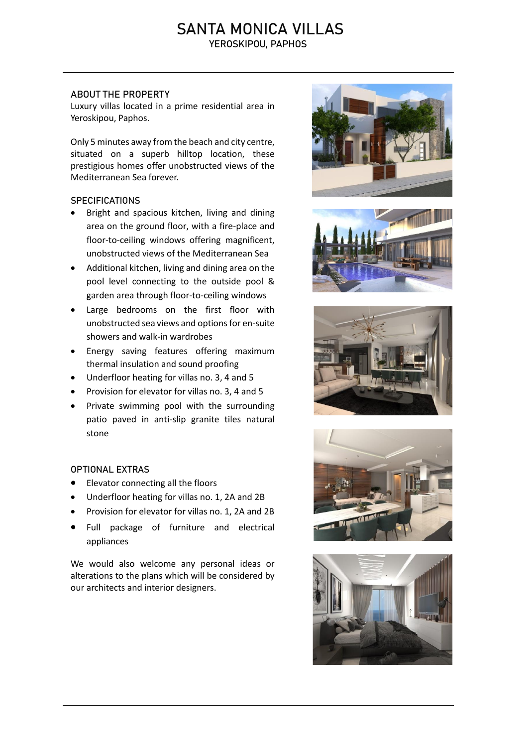# SANTA MONICA VILLAS

YEROSKIPOU, PAPHOS

## ABOUT THE PROPERTY

Luxury villas located in a prime residential area in Yeroskipou, Paphos.

Only 5 minutes away from the beach and city centre, situated on a superb hilltop location, these prestigious homes offer unobstructed views of the Mediterranean Sea forever.

## SPECIFICATIONS

- Bright and spacious kitchen, living and dining area on the ground floor, with a fire-place and floor-to-ceiling windows offering magnificent, unobstructed views of the Mediterranean Sea
- Additional kitchen, living and dining area on the pool level connecting to the outside pool & garden area through floor-to-ceiling windows
- Large bedrooms on the first floor with unobstructed sea views and options for en-suite showers and walk-in wardrobes
- Energy saving features offering maximum thermal insulation and sound proofing
- Underfloor heating for villas no. 3, 4 and 5
- Provision for elevator for villas no. 3, 4 and 5
- Private swimming pool with the surrounding patio paved in anti-slip granite tiles natural stone

## OPTIONAL EXTRAS

- Elevator connecting all the floors
- Underfloor heating for villas no. 1, 2A and 2B
- Provision for elevator for villas no. 1, 2A and 2B
- Full package of furniture and electrical appliances

We would also welcome any personal ideas or alterations to the plans which will be considered by our architects and interior designers.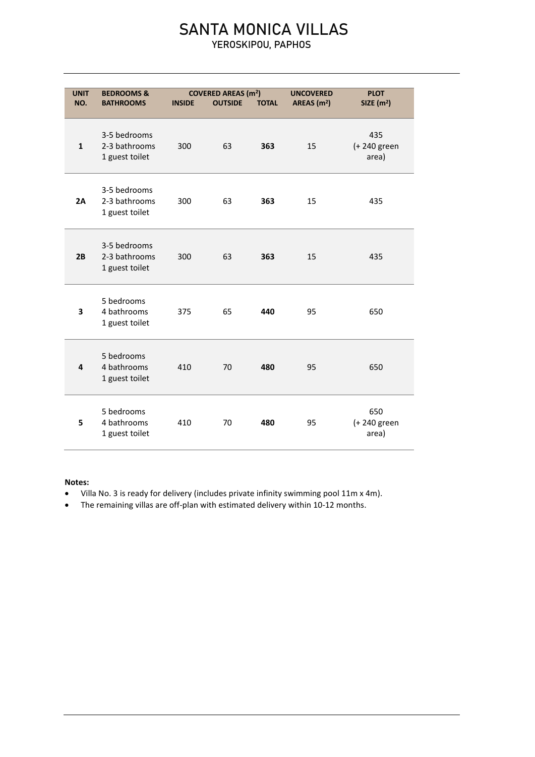# SANTA MONICA VILLAS

## YEROSKIPOU, PAPHOS

| UNIT NO. | BEDROOMS & BATHROOMS | COVERED AREAS ($m^2$) | | | UNCOVERED AREAS ($m^2$) | PLOT SIZE ($m^2$) |
|---|---|---|---|---|---|---|
| | | INSIDE | OUTSIDE | TOTAL | | |
| **1** | 3-5 bedrooms<br>2-3 bathrooms<br>1 guest toilet | 300 | 63 | **363** | 15 | 435<br>(+ 240 green area) |
| **2A** | 3-5 bedrooms<br>2-3 bathrooms<br>1 guest toilet | 300 | 63 | **363** | 15 | 435 |
| **2B** | 3-5 bedrooms<br>2-3 bathrooms<br>1 guest toilet | 300 | 63 | **363** | 15 | 435 |
| **3** | 5 bedrooms<br>4 bathrooms<br>1 guest toilet | 375 | 65 | **440** | 95 | 650 |
| **4** | 5 bedrooms<br>4 bathrooms<br>1 guest toilet | 410 | 70 | **480** | 95 | 650 |
| **5** | 5 bedrooms<br>4 bathrooms<br>1 guest toilet | 410 | 70 | **480** | 95 | 650<br>(+ 240 green area) |

**Notes:**

- Villa No. 3 is ready for delivery (includes private infinity swimming pool 11m x 4m).
- The remaining villas are off-plan with estimated delivery within 10-12 months.